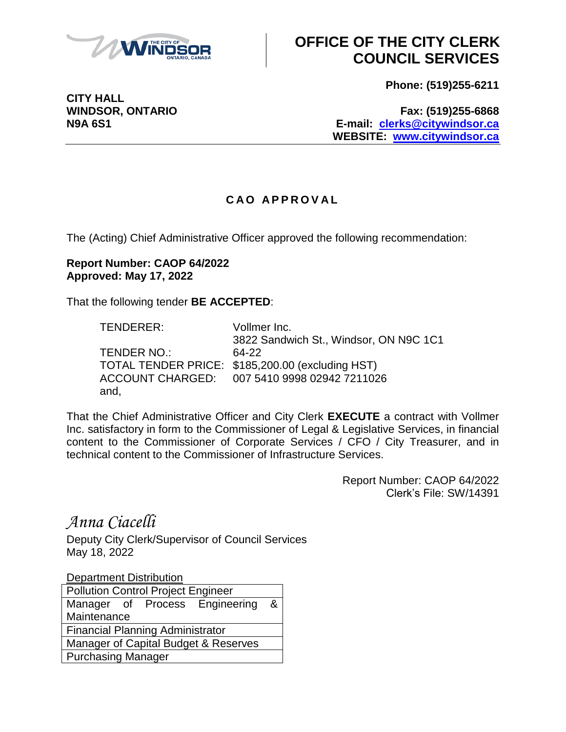# OFFICE OF THE CITY CLERK COUNCIL SERVICES

**Phone: (519)255-6211**

**CITY HALL**
**WINDSOR, ONTARIO**
**N9A 6S1**

**Fax: (519)255-6868**
**E-mail: clerks@citywindsor.ca**
**WEBSITE: www.citywindsor.ca**

## CAO APPROVAL

The (Acting) Chief Administrative Officer approved the following recommendation:

**Report Number: CAOP 64/2022**
**Approved: May 17, 2022**

That the following tender **BE ACCEPTED**:

| | |
|---|---|
| TENDERER: | Vollmer Inc. 3822 Sandwich St., Windsor, ON N9C 1C1 |
| TENDER NO.: | 64-22 |
| TOTAL TENDER PRICE: | $185,200.00 (excluding HST) |
| ACCOUNT CHARGED: | 007 5410 9998 02942 7211026 |

and,

That the Chief Administrative Officer and City Clerk **EXECUTE** a contract with Vollmer Inc. satisfactory in form to the Commissioner of Legal & Legislative Services, in financial content to the Commissioner of Corporate Services / CFO / City Treasurer, and in technical content to the Commissioner of Infrastructure Services.

Report Number: CAOP 64/2022
Clerk's File: SW/14391

*Anna Ciacelli*
Deputy City Clerk/Supervisor of Council Services
May 18, 2022

Department Distribution

| |
|---|
| Pollution Control Project Engineer |
| Manager of Process Engineering & Maintenance |
| Financial Planning Administrator |
| Manager of Capital Budget & Reserves |
| Purchasing Manager |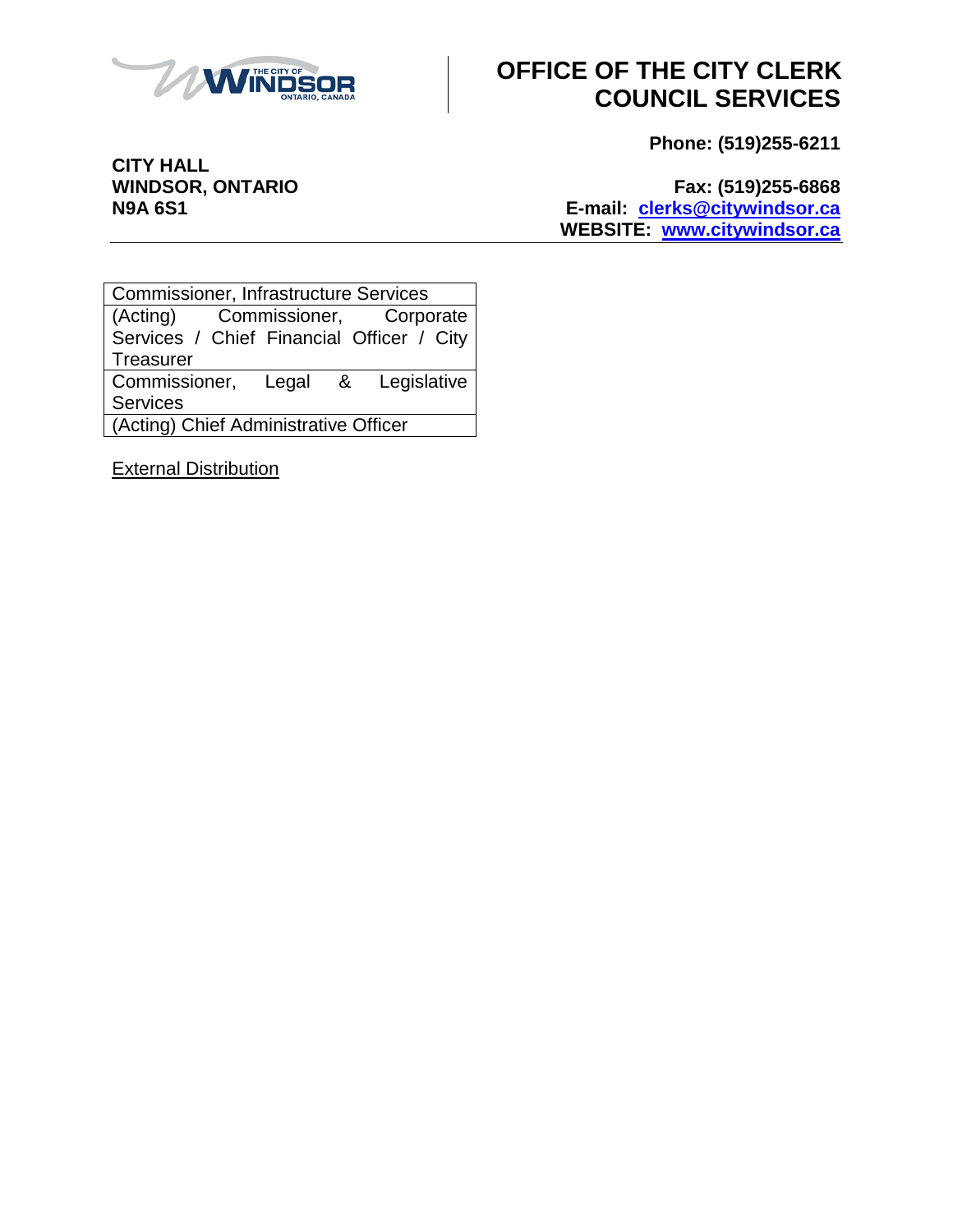# OFFICE OF THE CITY CLERK
# COUNCIL SERVICES

**CITY HALL**
**WINDSOR, ONTARIO**
**N9A 6S1**

**Phone: (519)255-6211**

**Fax: (519)255-6868**
**E-mail: clerks@citywindsor.ca**
**WEBSITE: www.citywindsor.ca**

| |
|---|
| Commissioner, Infrastructure Services |
| (Acting) Commissioner, Corporate Services / Chief Financial Officer / City Treasurer |
| Commissioner, Legal & Legislative Services |
| (Acting) Chief Administrative Officer |

External Distribution